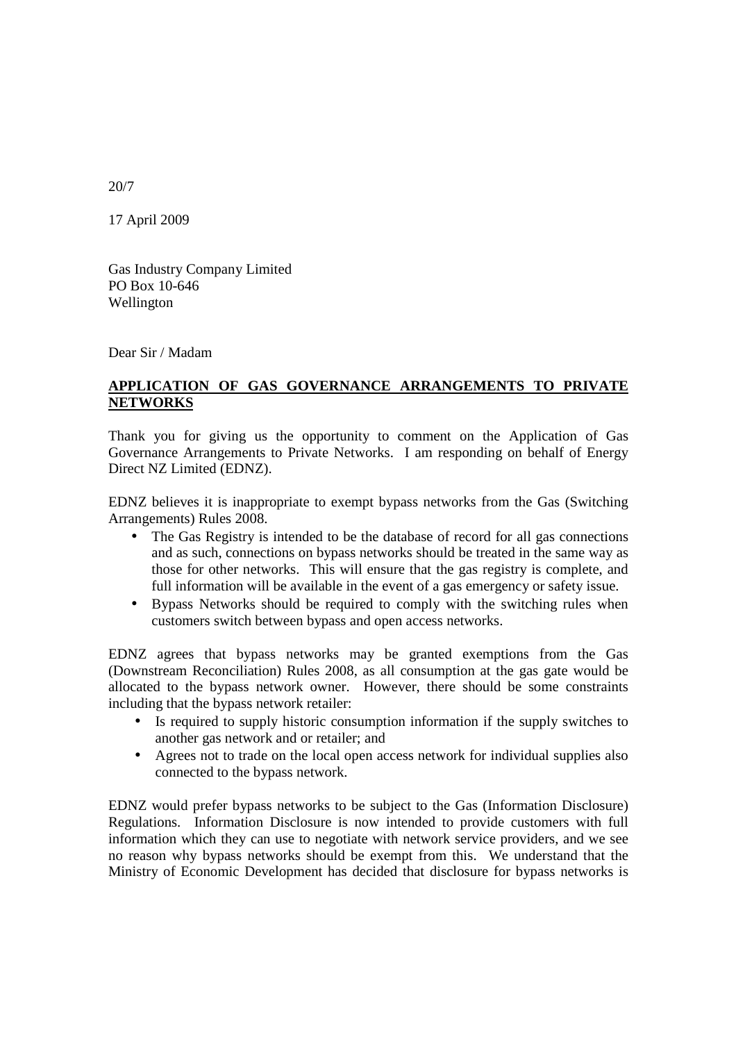20/7

17 April 2009

Gas Industry Company Limited
PO Box 10-646
Wellington

Dear Sir / Madam

**APPLICATION OF GAS GOVERNANCE ARRANGEMENTS TO PRIVATE NETWORKS**

Thank you for giving us the opportunity to comment on the Application of Gas Governance Arrangements to Private Networks. I am responding on behalf of Energy Direct NZ Limited (EDNZ).

EDNZ believes it is inappropriate to exempt bypass networks from the Gas (Switching Arrangements) Rules 2008.

- The Gas Registry is intended to be the database of record for all gas connections and as such, connections on bypass networks should be treated in the same way as those for other networks. This will ensure that the gas registry is complete, and full information will be available in the event of a gas emergency or safety issue.
- Bypass Networks should be required to comply with the switching rules when customers switch between bypass and open access networks.

EDNZ agrees that bypass networks may be granted exemptions from the Gas (Downstream Reconciliation) Rules 2008, as all consumption at the gas gate would be allocated to the bypass network owner. However, there should be some constraints including that the bypass network retailer:

- Is required to supply historic consumption information if the supply switches to another gas network and or retailer; and
- Agrees not to trade on the local open access network for individual supplies also connected to the bypass network.

EDNZ would prefer bypass networks to be subject to the Gas (Information Disclosure) Regulations. Information Disclosure is now intended to provide customers with full information which they can use to negotiate with network service providers, and we see no reason why bypass networks should be exempt from this. We understand that the Ministry of Economic Development has decided that disclosure for bypass networks is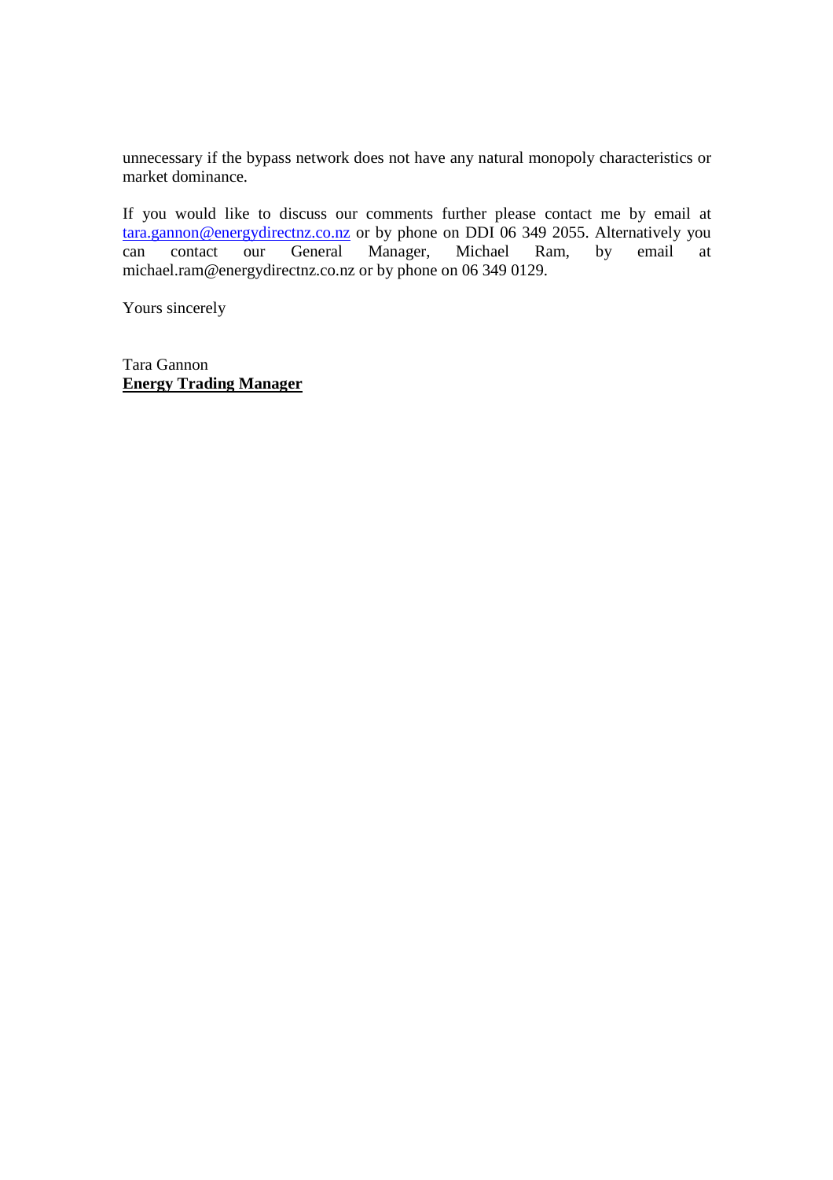unnecessary if the bypass network does not have any natural monopoly characteristics or market dominance.

If you would like to discuss our comments further please contact me by email at tara.gannon@energydirectnz.co.nz or by phone on DDI 06 349 2055. Alternatively you can contact our General Manager, Michael Ram, by email at michael.ram@energydirectnz.co.nz or by phone on 06 349 0129.

Yours sincerely

Tara Gannon
**Energy Trading Manager**